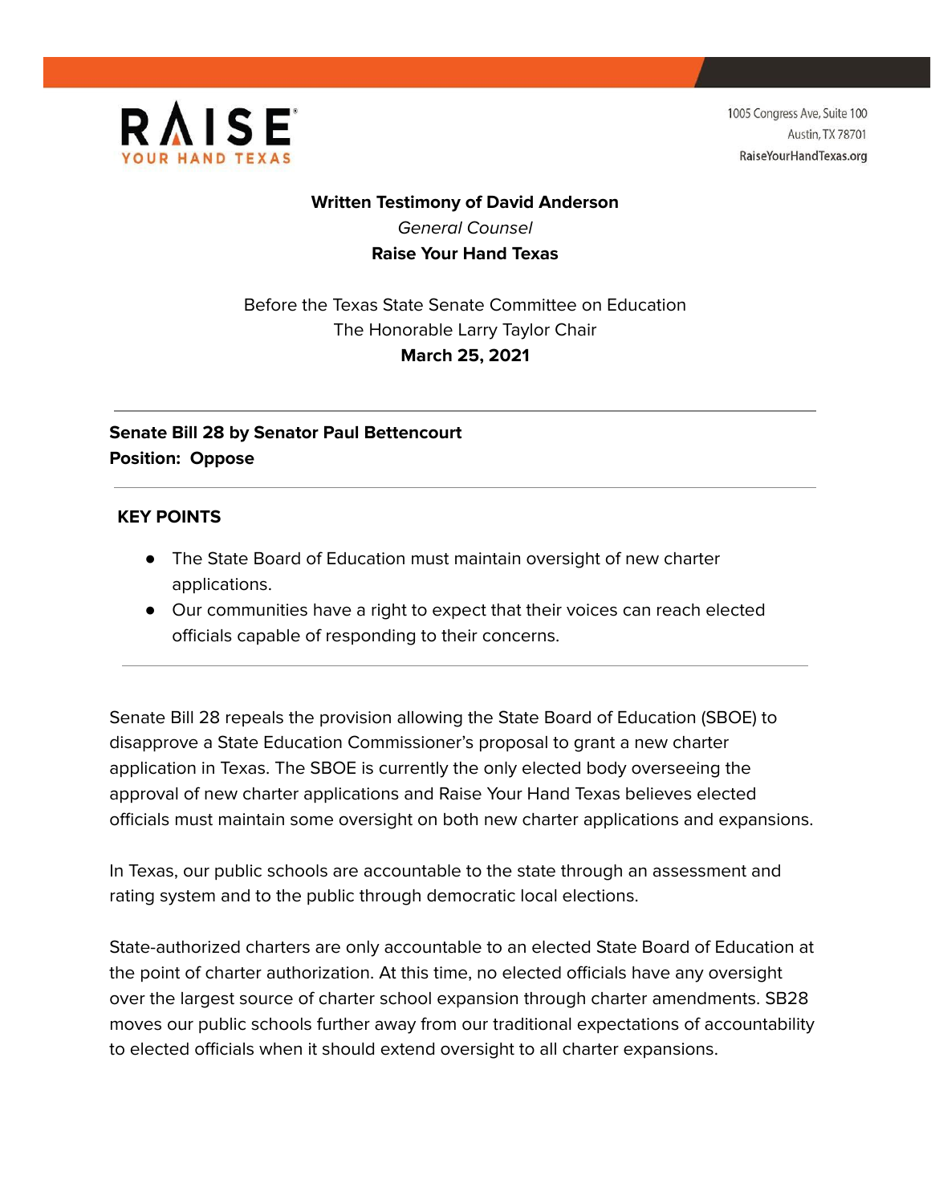RAISE YOUR HAND TEXAS

1005 Congress Ave, Suite 100
Austin, TX 78701
RaiseYourHandTexas.org

**Written Testimony of David Anderson**
*General Counsel*
**Raise Your Hand Texas**

Before the Texas State Senate Committee on Education
The Honorable Larry Taylor Chair
**March 25, 2021**

---

**Senate Bill 28 by Senator Paul Bettencourt**
**Position: Oppose**

---

## KEY POINTS

- The State Board of Education must maintain oversight of new charter applications.
- Our communities have a right to expect that their voices can reach elected officials capable of responding to their concerns.

---

Senate Bill 28 repeals the provision allowing the State Board of Education (SBOE) to disapprove a State Education Commissioner's proposal to grant a new charter application in Texas. The SBOE is currently the only elected body overseeing the approval of new charter applications and Raise Your Hand Texas believes elected officials must maintain some oversight on both new charter applications and expansions.

In Texas, our public schools are accountable to the state through an assessment and rating system and to the public through democratic local elections.

State-authorized charters are only accountable to an elected State Board of Education at the point of charter authorization. At this time, no elected officials have any oversight over the largest source of charter school expansion through charter amendments. SB28 moves our public schools further away from our traditional expectations of accountability to elected officials when it should extend oversight to all charter expansions.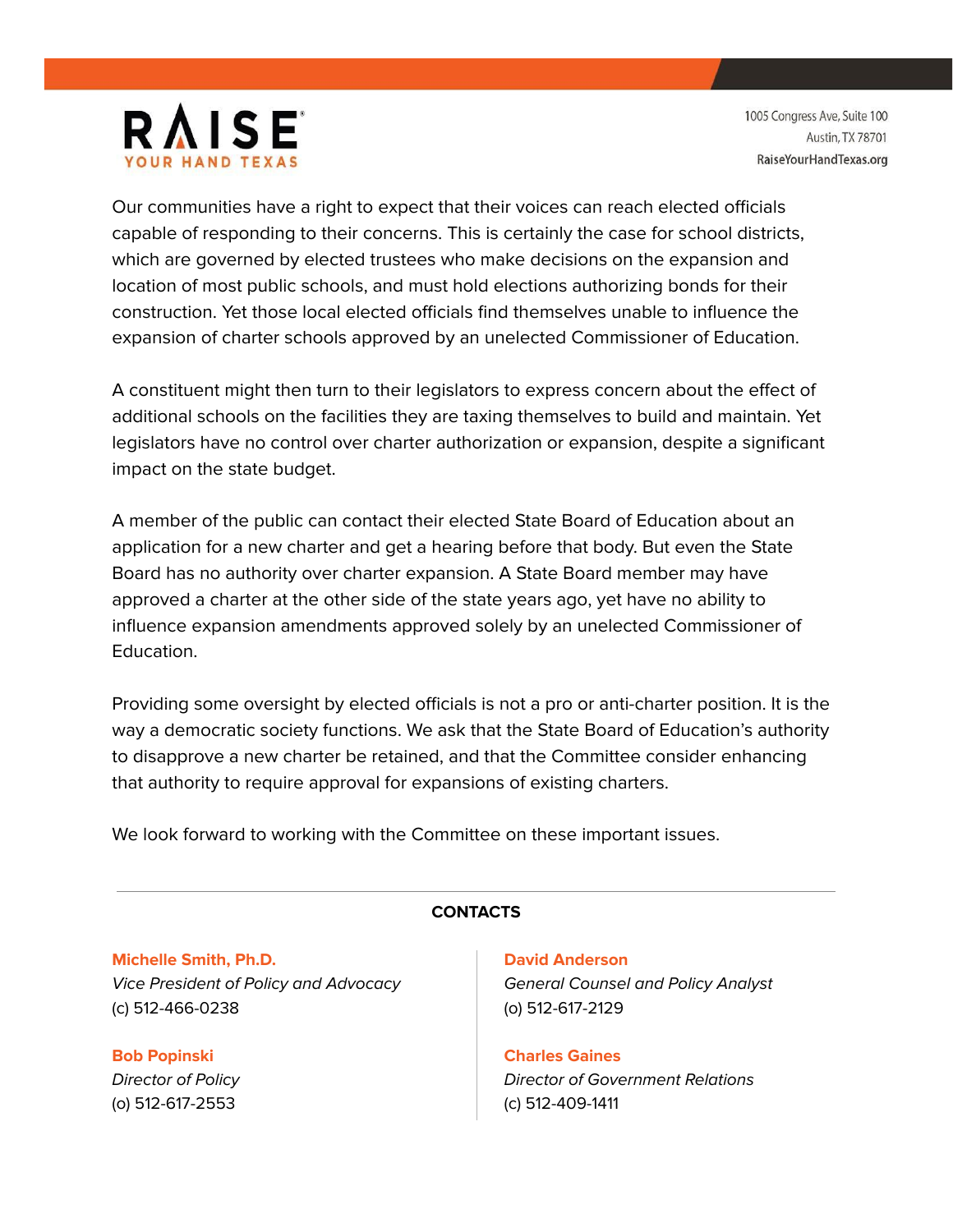Our communities have a right to expect that their voices can reach elected officials capable of responding to their concerns. This is certainly the case for school districts, which are governed by elected trustees who make decisions on the expansion and location of most public schools, and must hold elections authorizing bonds for their construction. Yet those local elected officials find themselves unable to influence the expansion of charter schools approved by an unelected Commissioner of Education.

A constituent might then turn to their legislators to express concern about the effect of additional schools on the facilities they are taxing themselves to build and maintain. Yet legislators have no control over charter authorization or expansion, despite a significant impact on the state budget.

A member of the public can contact their elected State Board of Education about an application for a new charter and get a hearing before that body. But even the State Board has no authority over charter expansion. A State Board member may have approved a charter at the other side of the state years ago, yet have no ability to influence expansion amendments approved solely by an unelected Commissioner of Education.

Providing some oversight by elected officials is not a pro or anti-charter position. It is the way a democratic society functions. We ask that the State Board of Education's authority to disapprove a new charter be retained, and that the Committee consider enhancing that authority to require approval for expansions of existing charters.

We look forward to working with the Committee on these important issues.

---

**CONTACTS**

**Michelle Smith, Ph.D.**
*Vice President of Policy and Advocacy*
(c) 512-466-0238

**Bob Popinski**
*Director of Policy*
(o) 512-617-2553

**David Anderson**
*General Counsel and Policy Analyst*
(o) 512-617-2129

**Charles Gaines**
*Director of Government Relations*
(c) 512-409-1411